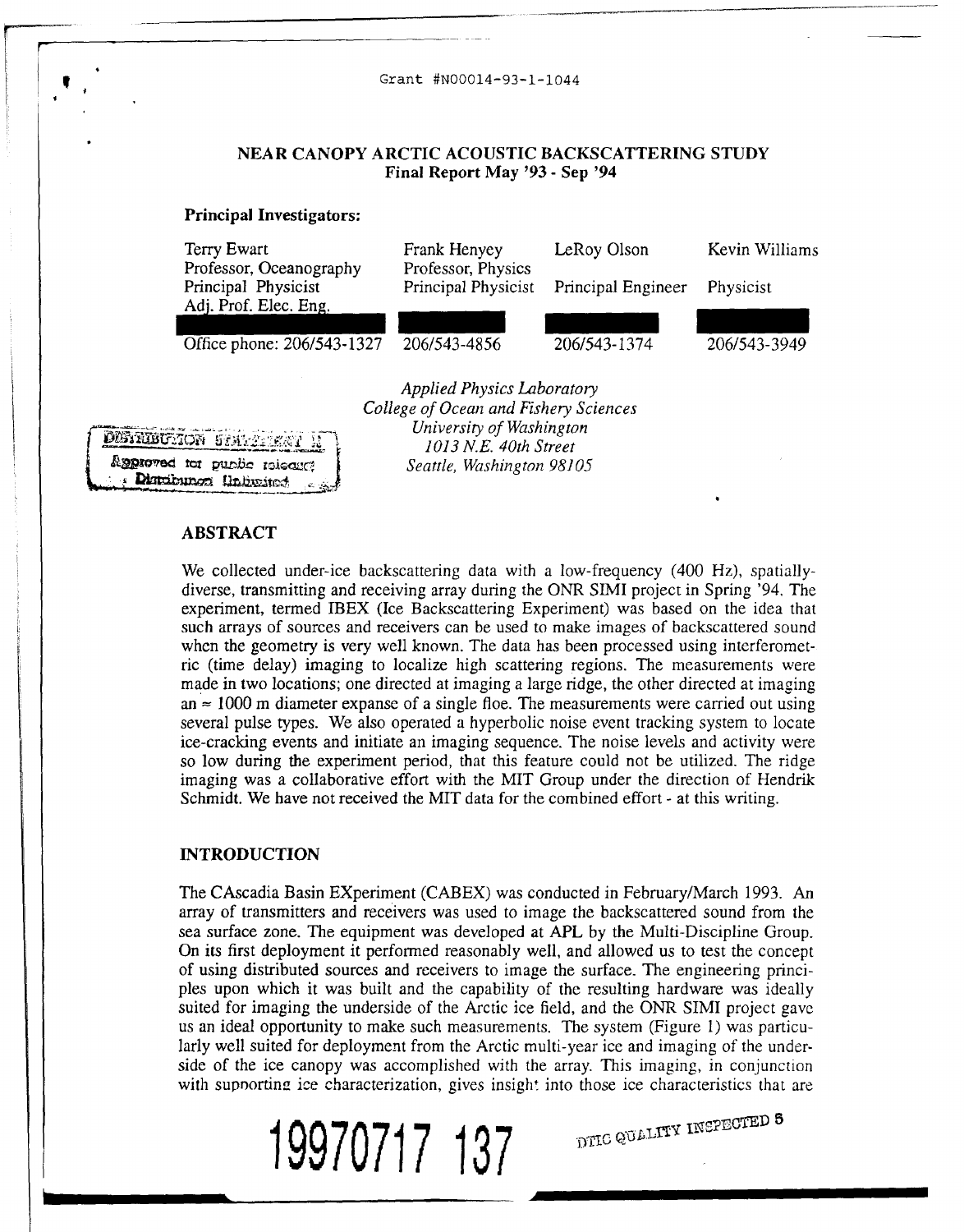Grant #N00014-93-1-1044

# NEAR CANOPY ARCTIC ACOUSTIC BACKSCATTERING STUDY

**Final Report May '93 - Sep '94**

**Principal Investigators:**

| Terry Ewart | Frank Henyey | LeRoy Olson | Kevin Williams |
|---|---|---|---|
| Professor, Oceanography | Professor, Physics | | |
| Principal Physicist | Principal Physicist | Principal Engineer | Physicist |
| Adj. Prof. Elec. Eng. | | | |
| Office phone: 206/543-1327 | 206/543-4856 | 206/543-1374 | 206/543-3949 |

*Applied Physics Laboratory*
*College of Ocean and Fishery Sciences*
*University of Washington*
*1013 N.E. 40th Street*
*Seattle, Washington 98105*

DISTRIBUTION STATEMENT A
Approved for public release;
Distribution Unlimited

## ABSTRACT

We collected under-ice backscattering data with a low-frequency (400 Hz), spatially-diverse, transmitting and receiving array during the ONR SIMI project in Spring '94. The experiment, termed IBEX (Ice Backscattering Experiment) was based on the idea that such arrays of sources and receivers can be used to make images of backscattered sound when the geometry is very well known. The data has been processed using interferometric (time delay) imaging to localize high scattering regions. The measurements were made in two locations; one directed at imaging a large ridge, the other directed at imaging an $\approx$ 1000 m diameter expanse of a single floe. The measurements were carried out using several pulse types. We also operated a hyperbolic noise event tracking system to locate ice-cracking events and initiate an imaging sequence. The noise levels and activity were so low during the experiment period, that this feature could not be utilized. The ridge imaging was a collaborative effort with the MIT Group under the direction of Hendrik Schmidt. We have not received the MIT data for the combined effort - at this writing.

## INTRODUCTION

The CAscadia Basin EXperiment (CABEX) was conducted in February/March 1993. An array of transmitters and receivers was used to image the backscattered sound from the sea surface zone. The equipment was developed at APL by the Multi-Discipline Group. On its first deployment it performed reasonably well, and allowed us to test the concept of using distributed sources and receivers to image the surface. The engineering principles upon which it was built and the capability of the resulting hardware was ideally suited for imaging the underside of the Arctic ice field, and the ONR SIMI project gave us an ideal opportunity to make such measurements. The system (Figure 1) was particularly well suited for deployment from the Arctic multi-year ice and imaging of the underside of the ice canopy was accomplished with the array. This imaging, in conjunction with supporting ice characterization, gives insight into those ice characteristics that are

19970717 137

DTIC QUALITY INSPECTED 5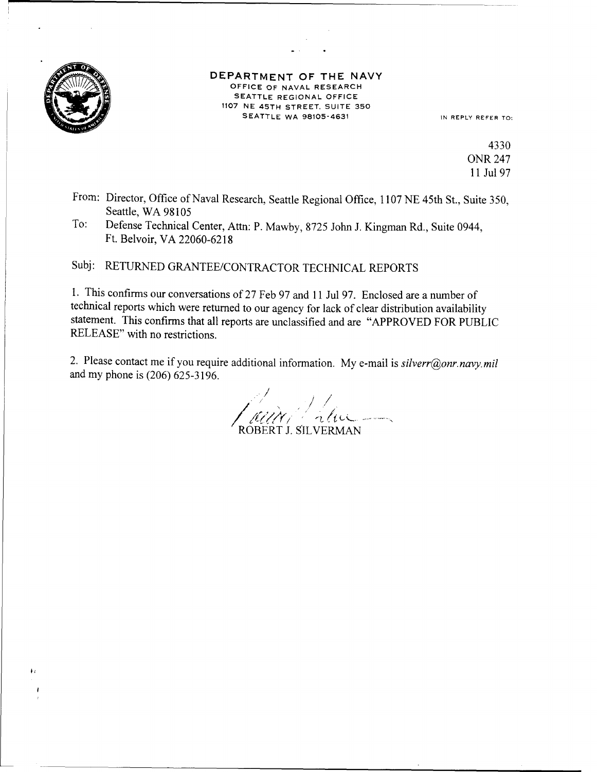**DEPARTMENT OF THE NAVY**
OFFICE OF NAVAL RESEARCH
SEATTLE REGIONAL OFFICE
1107 NE 45TH STREET, SUITE 350
SEATTLE WA 98105-4631

IN REPLY REFER TO:

4330
ONR 247
11 Jul 97

From: Director, Office of Naval Research, Seattle Regional Office, 1107 NE 45th St., Suite 350, Seattle, WA 98105

To: Defense Technical Center, Attn: P. Mawby, 8725 John J. Kingman Rd., Suite 0944, Ft. Belvoir, VA 22060-6218

Subj: RETURNED GRANTEE/CONTRACTOR TECHNICAL REPORTS

1. This confirms our conversations of 27 Feb 97 and 11 Jul 97. Enclosed are a number of technical reports which were returned to our agency for lack of clear distribution availability statement. This confirms that all reports are unclassified and are "APPROVED FOR PUBLIC RELEASE" with no restrictions.

2. Please contact me if you require additional information. My e-mail is *silverr@onr.navy.mil* and my phone is (206) 625-3196.

ROBERT J. SILVERMAN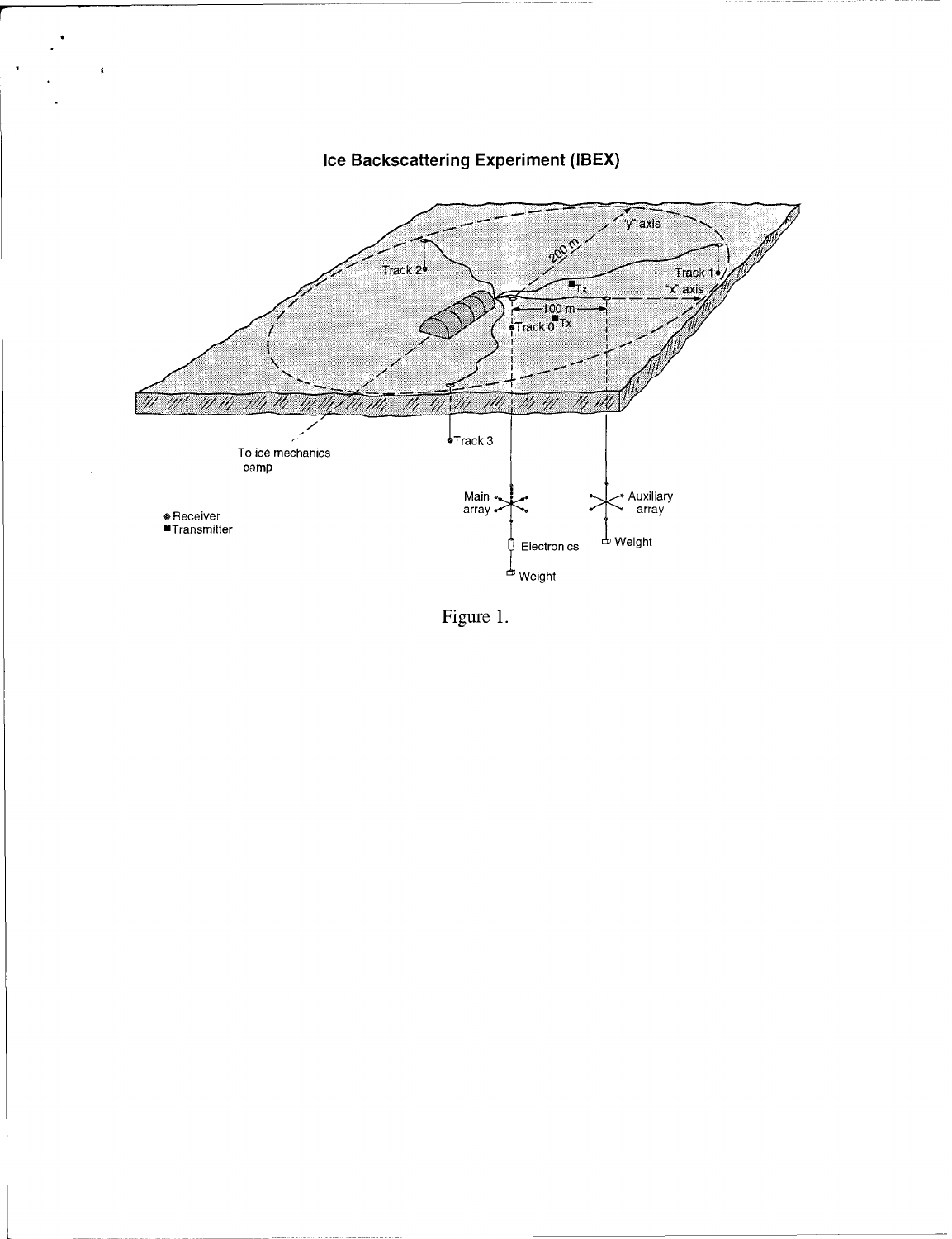## Ice Backscattering Experiment (IBEX)

Figure 1.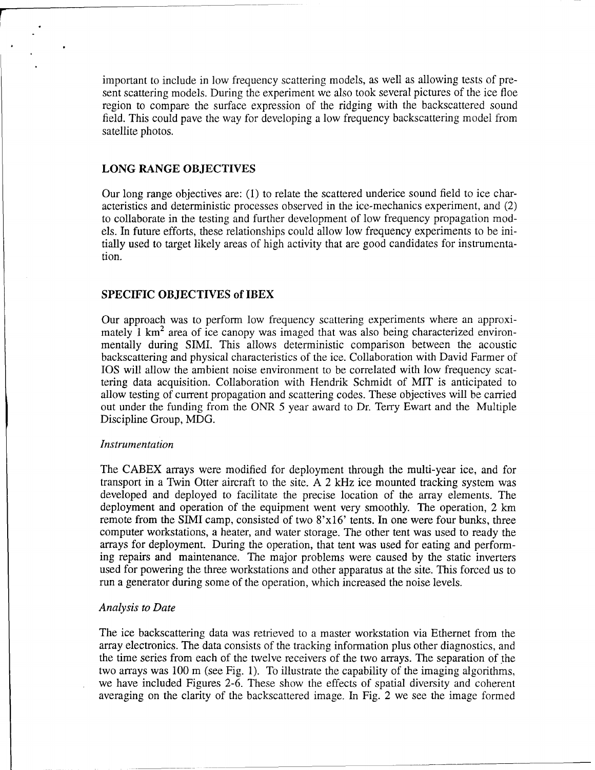important to include in low frequency scattering models, as well as allowing tests of present scattering models. During the experiment we also took several pictures of the ice floe region to compare the surface expression of the ridging with the backscattered sound field. This could pave the way for developing a low frequency backscattering model from satellite photos.

## LONG RANGE OBJECTIVES

Our long range objectives are: (1) to relate the scattered underice sound field to ice characteristics and deterministic processes observed in the ice-mechanics experiment, and (2) to collaborate in the testing and further development of low frequency propagation models. In future efforts, these relationships could allow low frequency experiments to be initially used to target likely areas of high activity that are good candidates for instrumentation.

## SPECIFIC OBJECTIVES of IBEX

Our approach was to perform low frequency scattering experiments where an approximately 1 $km^2$ area of ice canopy was imaged that was also being characterized environmentally during SIMI. This allows deterministic comparison between the acoustic backscattering and physical characteristics of the ice. Collaboration with David Farmer of IOS will allow the ambient noise environment to be correlated with low frequency scattering data acquisition. Collaboration with Hendrik Schmidt of MIT is anticipated to allow testing of current propagation and scattering codes. These objectives will be carried out under the funding from the ONR 5 year award to Dr. Terry Ewart and the Multiple Discipline Group, MDG.

### *Instrumentation*

The CABEX arrays were modified for deployment through the multi-year ice, and for transport in a Twin Otter aircraft to the site. A 2 kHz ice mounted tracking system was developed and deployed to facilitate the precise location of the array elements. The deployment and operation of the equipment went very smoothly. The operation, 2 km remote from the SIMI camp, consisted of two 8'x16' tents. In one were four bunks, three computer workstations, a heater, and water storage. The other tent was used to ready the arrays for deployment. During the operation, that tent was used for eating and performing repairs and maintenance. The major problems were caused by the static inverters used for powering the three workstations and other apparatus at the site. This forced us to run a generator during some of the operation, which increased the noise levels.

### *Analysis to Date*

The ice backscattering data was retrieved to a master workstation via Ethernet from the array electronics. The data consists of the tracking information plus other diagnostics, and the time series from each of the twelve receivers of the two arrays. The separation of the two arrays was 100 m (see Fig. 1). To illustrate the capability of the imaging algorithms, we have included Figures 2-6. These show the effects of spatial diversity and coherent averaging on the clarity of the backscattered image. In Fig. 2 we see the image formed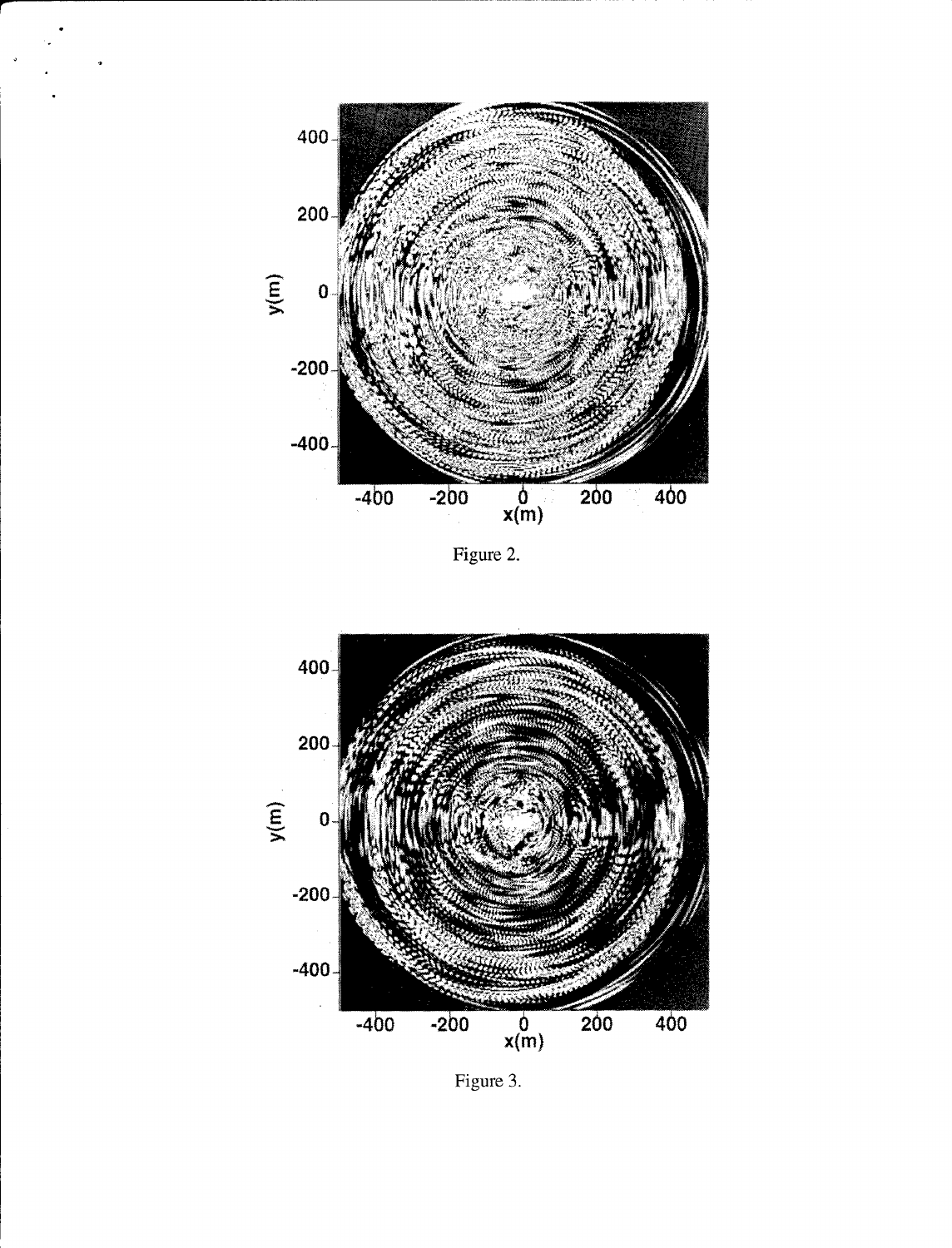Figure 2.

Figure 3.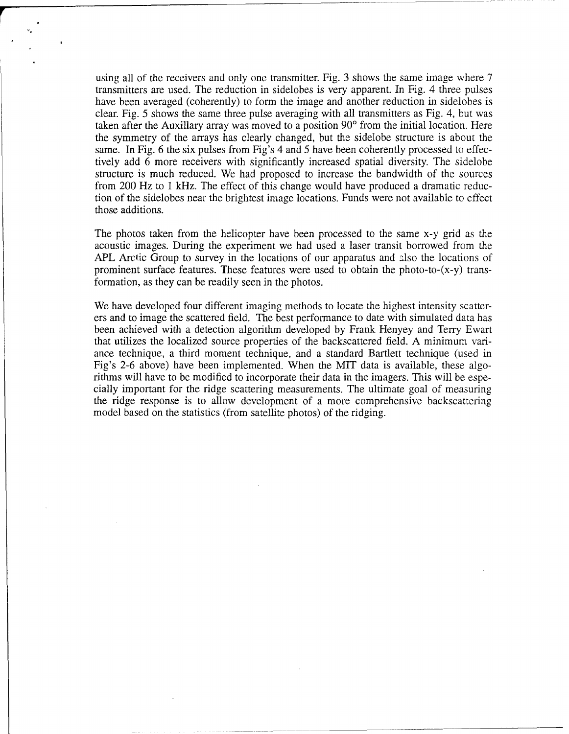using all of the receivers and only one transmitter. Fig. 3 shows the same image where 7 transmitters are used. The reduction in sidelobes is very apparent. In Fig. 4 three pulses have been averaged (coherently) to form the image and another reduction in sidelobes is clear. Fig. 5 shows the same three pulse averaging with all transmitters as Fig. 4, but was taken after the Auxillary array was moved to a position 90° from the initial location. Here the symmetry of the arrays has clearly changed, but the sidelobe structure is about the same. In Fig. 6 the six pulses from Fig's 4 and 5 have been coherently processed to effectively add 6 more receivers with significantly increased spatial diversity. The sidelobe structure is much reduced. We had proposed to increase the bandwidth of the sources from 200 Hz to 1 kHz. The effect of this change would have produced a dramatic reduction of the sidelobes near the brightest image locations. Funds were not available to effect those additions.

The photos taken from the helicopter have been processed to the same x-y grid as the acoustic images. During the experiment we had used a laser transit borrowed from the APL Arctic Group to survey in the locations of our apparatus and also the locations of prominent surface features. These features were used to obtain the photo-to-(x-y) transformation, as they can be readily seen in the photos.

We have developed four different imaging methods to locate the highest intensity scatterers and to image the scattered field. The best performance to date with simulated data has been achieved with a detection algorithm developed by Frank Henyey and Terry Ewart that utilizes the localized source properties of the backscattered field. A minimum variance technique, a third moment technique, and a standard Bartlett technique (used in Fig's 2-6 above) have been implemented. When the MIT data is available, these algorithms will have to be modified to incorporate their data in the imagers. This will be especially important for the ridge scattering measurements. The ultimate goal of measuring the ridge response is to allow development of a more comprehensive backscattering model based on the statistics (from satellite photos) of the ridging.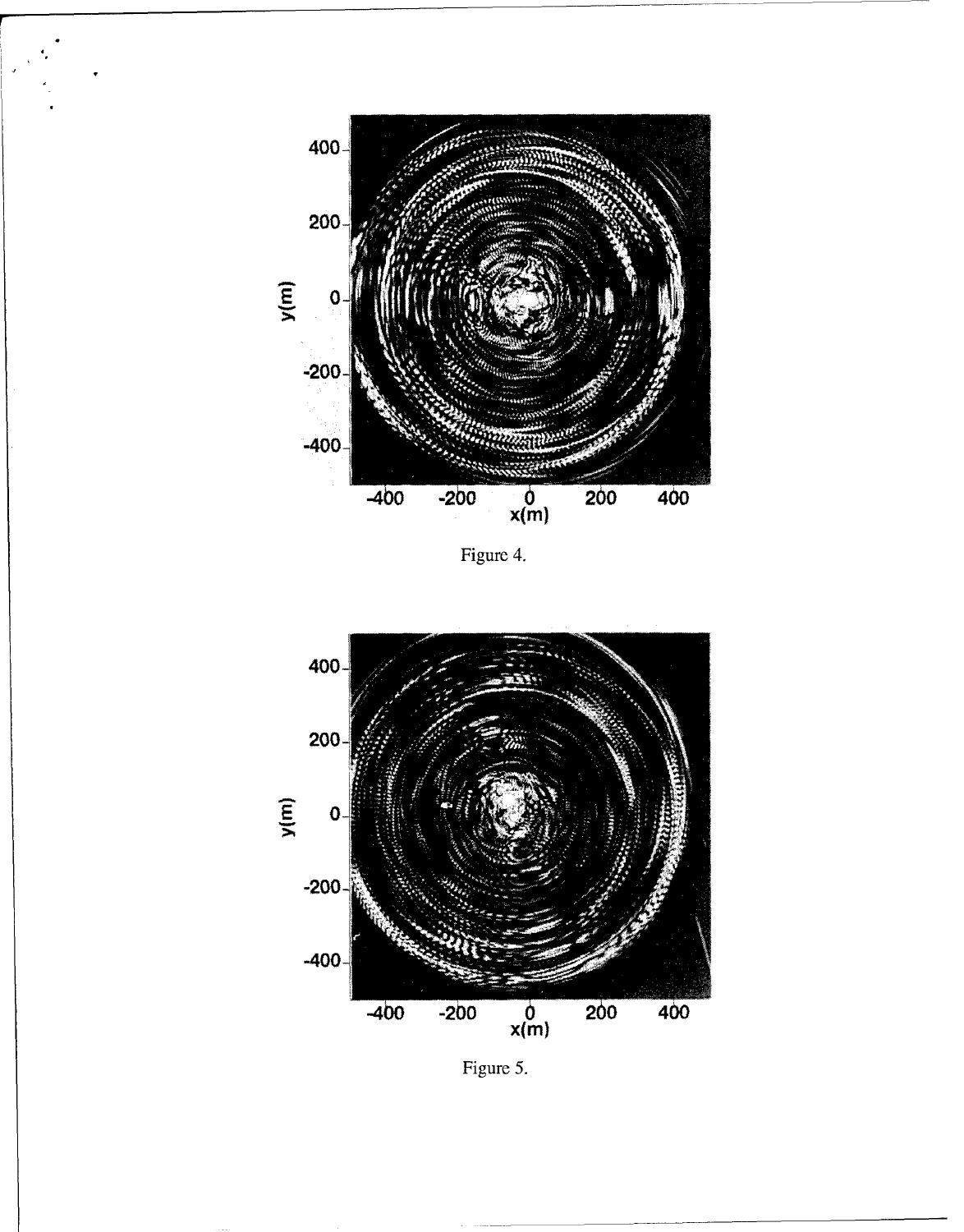Figure 4.

Figure 5.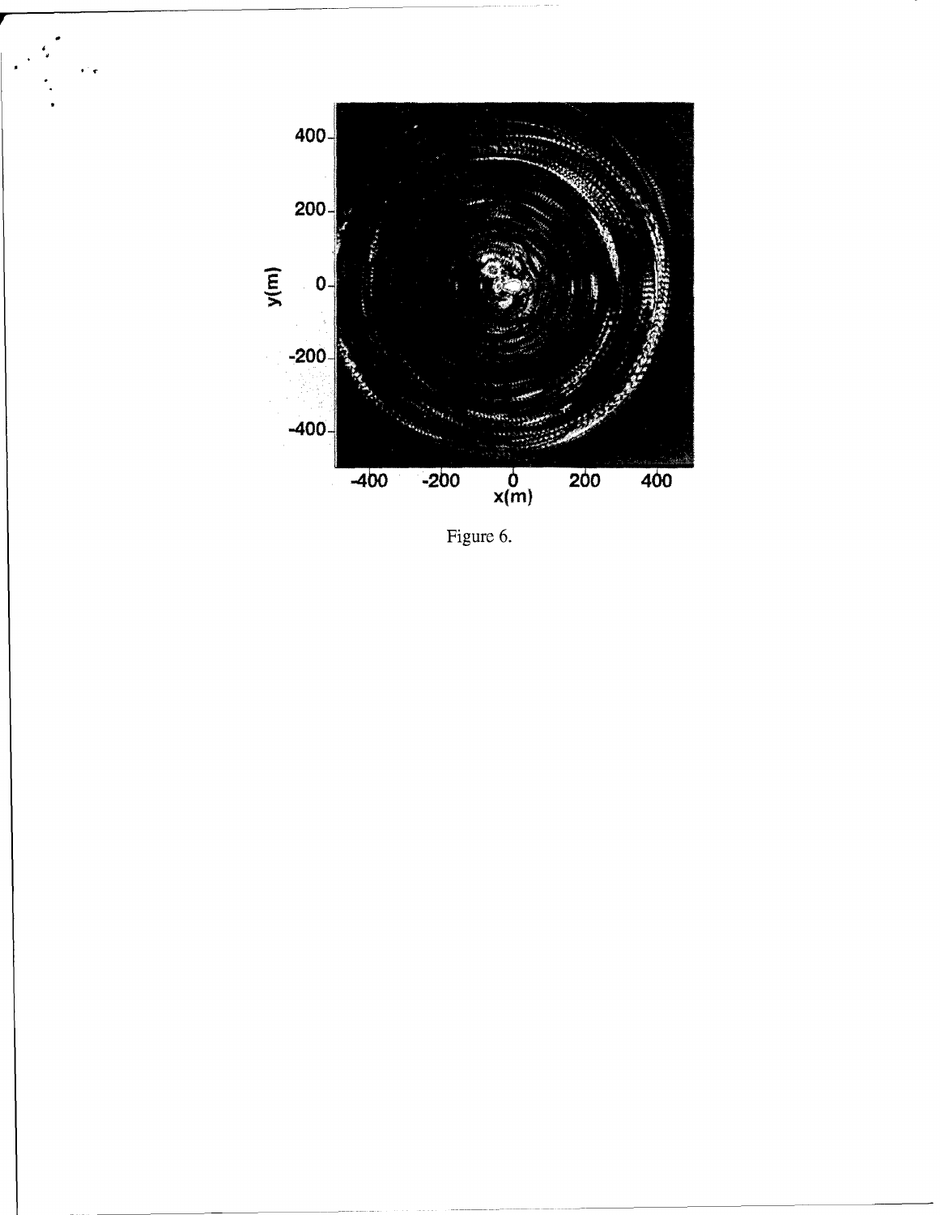400

200

y(m) 0

-200

-400

-400 -200 0 200 400

x(m)

Figure 6.